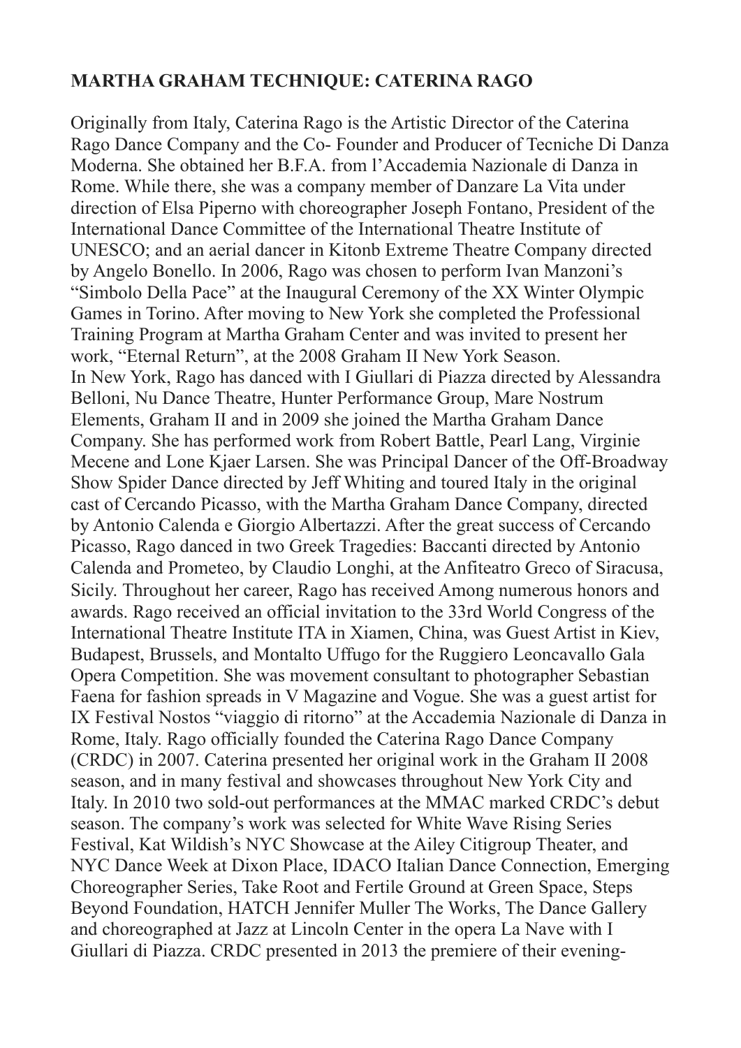**MARTHA GRAHAM TECHNIQUE: CATERINA RAGO**

Originally from Italy, Caterina Rago is the Artistic Director of the Caterina Rago Dance Company and the Co- Founder and Producer of Tecniche Di Danza Moderna. She obtained her B.F.A. from l'Accademia Nazionale di Danza in Rome. While there, she was a company member of Danzare La Vita under direction of Elsa Piperno with choreographer Joseph Fontano, President of the International Dance Committee of the International Theatre Institute of UNESCO; and an aerial dancer in Kitonb Extreme Theatre Company directed by Angelo Bonello. In 2006, Rago was chosen to perform Ivan Manzoni's "Simbolo Della Pace" at the Inaugural Ceremony of the XX Winter Olympic Games in Torino. After moving to New York she completed the Professional Training Program at Martha Graham Center and was invited to present her work, "Eternal Return", at the 2008 Graham II New York Season.
In New York, Rago has danced with I Giullari di Piazza directed by Alessandra Belloni, Nu Dance Theatre, Hunter Performance Group, Mare Nostrum Elements, Graham II and in 2009 she joined the Martha Graham Dance Company. She has performed work from Robert Battle, Pearl Lang, Virginie Mecene and Lone Kjaer Larsen. She was Principal Dancer of the Off-Broadway Show Spider Dance directed by Jeff Whiting and toured Italy in the original cast of Cercando Picasso, with the Martha Graham Dance Company, directed by Antonio Calenda e Giorgio Albertazzi. After the great success of Cercando Picasso, Rago danced in two Greek Tragedies: Baccanti directed by Antonio Calenda and Prometeo, by Claudio Longhi, at the Anfiteatro Greco of Siracusa, Sicily. Throughout her career, Rago has received Among numerous honors and awards. Rago received an official invitation to the 33rd World Congress of the International Theatre Institute ITA in Xiamen, China, was Guest Artist in Kiev, Budapest, Brussels, and Montalto Uffugo for the Ruggiero Leoncavallo Gala Opera Competition. She was movement consultant to photographer Sebastian Faena for fashion spreads in V Magazine and Vogue. She was a guest artist for IX Festival Nostos "viaggio di ritorno" at the Accademia Nazionale di Danza in Rome, Italy. Rago officially founded the Caterina Rago Dance Company (CRDC) in 2007. Caterina presented her original work in the Graham II 2008 season, and in many festival and showcases throughout New York City and Italy. In 2010 two sold-out performances at the MMAC marked CRDC's debut season. The company's work was selected for White Wave Rising Series Festival, Kat Wildish's NYC Showcase at the Ailey Citigroup Theater, and NYC Dance Week at Dixon Place, IDACO Italian Dance Connection, Emerging Choreographer Series, Take Root and Fertile Ground at Green Space, Steps Beyond Foundation, HATCH Jennifer Muller The Works, The Dance Gallery and choreographed at Jazz at Lincoln Center in the opera La Nave with I Giullari di Piazza. CRDC presented in 2013 the premiere of their evening-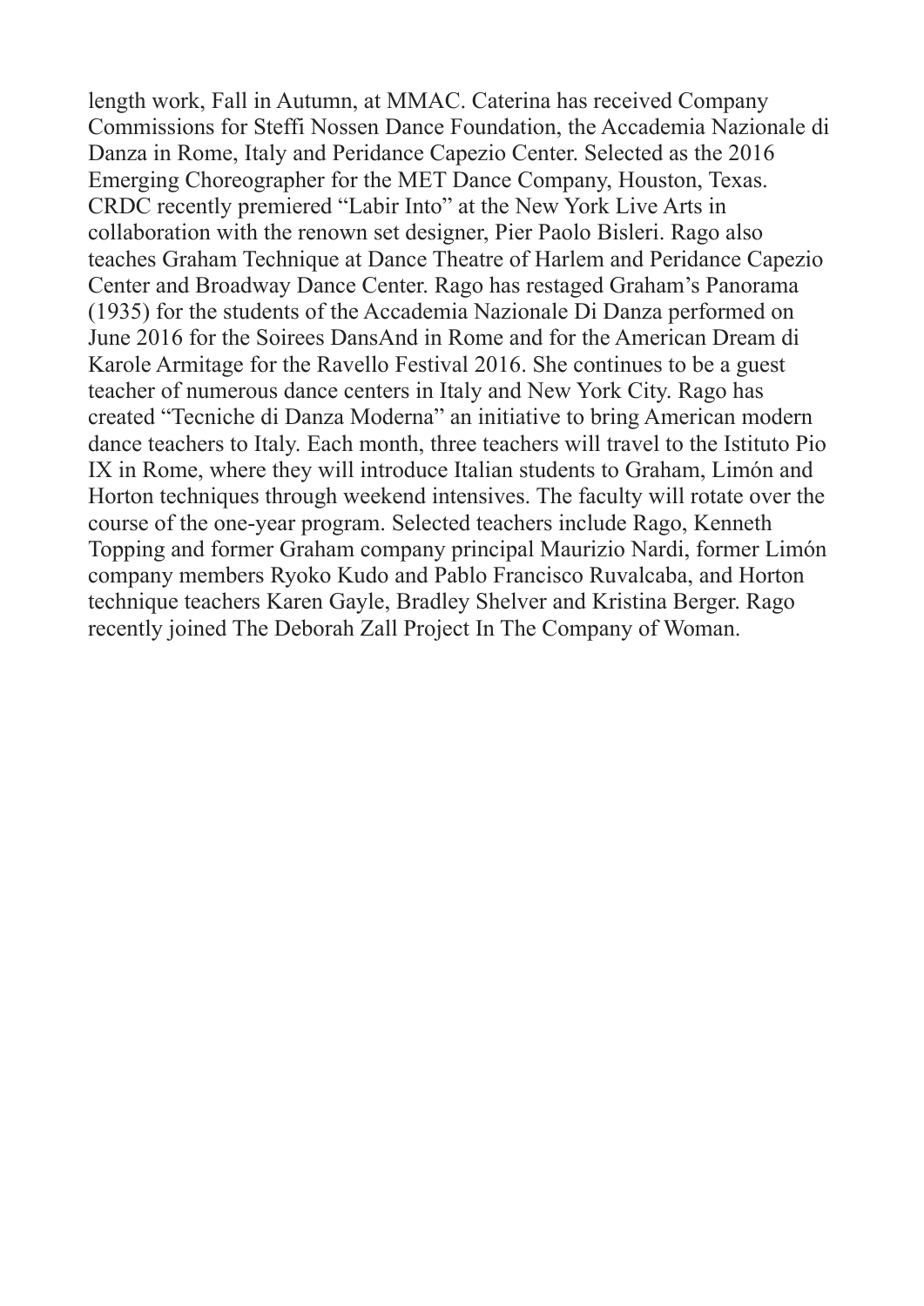length work, Fall in Autumn, at MMAC. Caterina has received Company Commissions for Steffi Nossen Dance Foundation, the Accademia Nazionale di Danza in Rome, Italy and Peridance Capezio Center. Selected as the 2016 Emerging Choreographer for the MET Dance Company, Houston, Texas. CRDC recently premiered "Labir Into" at the New York Live Arts in collaboration with the renown set designer, Pier Paolo Bisleri. Rago also teaches Graham Technique at Dance Theatre of Harlem and Peridance Capezio Center and Broadway Dance Center. Rago has restaged Graham's Panorama (1935) for the students of the Accademia Nazionale Di Danza performed on June 2016 for the Soirees DansAnd in Rome and for the American Dream di Karole Armitage for the Ravello Festival 2016. She continues to be a guest teacher of numerous dance centers in Italy and New York City. Rago has created "Tecniche di Danza Moderna" an initiative to bring American modern dance teachers to Italy. Each month, three teachers will travel to the Istituto Pio IX in Rome, where they will introduce Italian students to Graham, Limón and Horton techniques through weekend intensives. The faculty will rotate over the course of the one-year program. Selected teachers include Rago, Kenneth Topping and former Graham company principal Maurizio Nardi, former Limón company members Ryoko Kudo and Pablo Francisco Ruvalcaba, and Horton technique teachers Karen Gayle, Bradley Shelver and Kristina Berger. Rago recently joined The Deborah Zall Project In The Company of Woman.